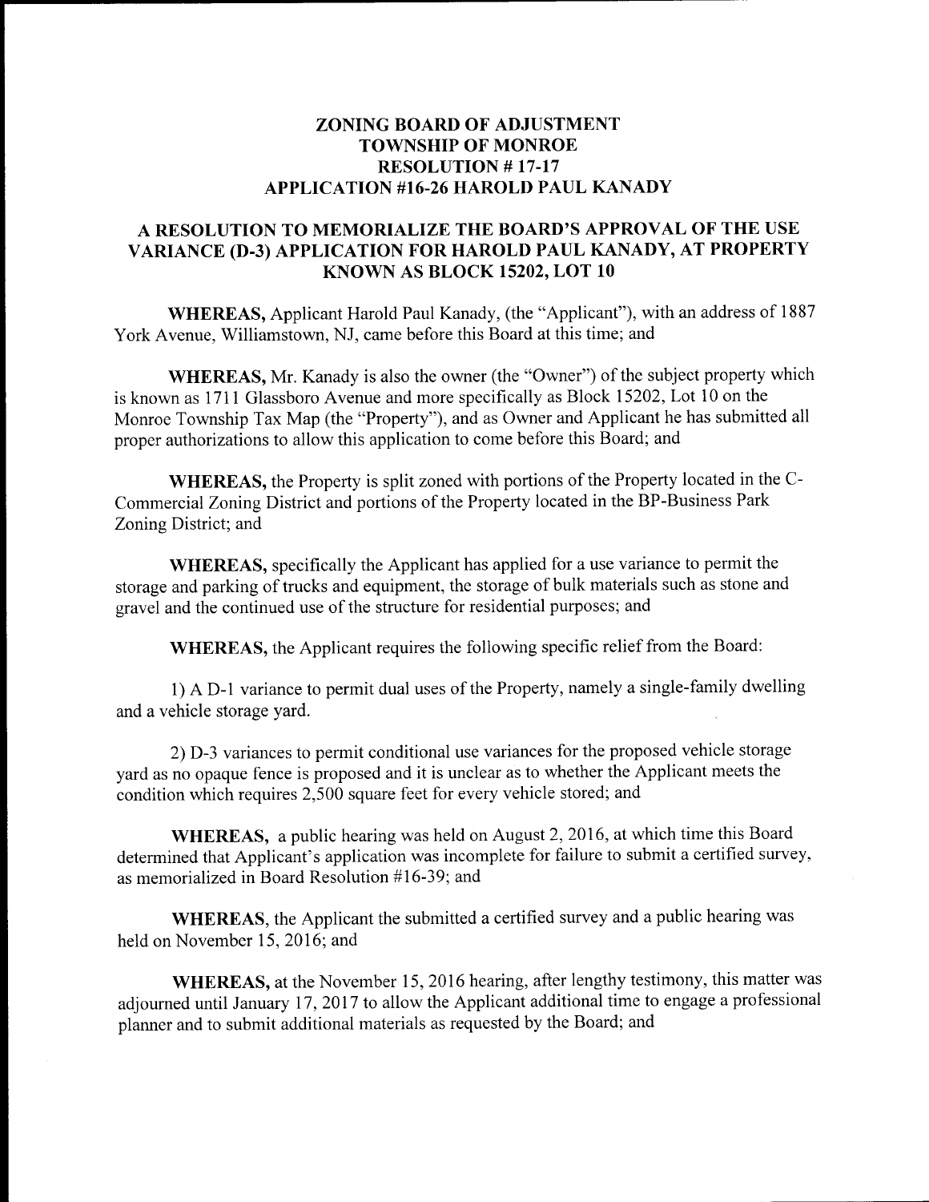# ZONING BOARD OF ADJUSTMENT
# TOWNSHIP OF MONROE
# RESOLUTION # 17-17
# APPLICATION #16-26 HAROLD PAUL KANADY

## A RESOLUTION TO MEMORIALIZE THE BOARD'S APPROVAL OF THE USE VARIANCE (D-3) APPLICATION FOR HAROLD PAUL KANADY, AT PROPERTY KNOWN AS BLOCK 15202, LOT 10

**WHEREAS,** Applicant Harold Paul Kanady, (the "Applicant"), with an address of 1887 York Avenue, Williamstown, NJ, came before this Board at this time; and

**WHEREAS,** Mr. Kanady is also the owner (the "Owner") of the subject property which is known as 1711 Glassboro Avenue and more specifically as Block 15202, Lot 10 on the Monroe Township Tax Map (the "Property"), and as Owner and Applicant he has submitted all proper authorizations to allow this application to come before this Board; and

**WHEREAS,** the Property is split zoned with portions of the Property located in the C-Commercial Zoning District and portions of the Property located in the BP-Business Park Zoning District; and

**WHEREAS,** specifically the Applicant has applied for a use variance to permit the storage and parking of trucks and equipment, the storage of bulk materials such as stone and gravel and the continued use of the structure for residential purposes; and

**WHEREAS,** the Applicant requires the following specific relief from the Board:

1) A D-1 variance to permit dual uses of the Property, namely a single-family dwelling and a vehicle storage yard.

2) D-3 variances to permit conditional use variances for the proposed vehicle storage yard as no opaque fence is proposed and it is unclear as to whether the Applicant meets the condition which requires 2,500 square feet for every vehicle stored; and

**WHEREAS,** a public hearing was held on August 2, 2016, at which time this Board determined that Applicant's application was incomplete for failure to submit a certified survey, as memorialized in Board Resolution #16-39; and

**WHEREAS**, the Applicant the submitted a certified survey and a public hearing was held on November 15, 2016; and

**WHEREAS,** at the November 15, 2016 hearing, after lengthy testimony, this matter was adjourned until January 17, 2017 to allow the Applicant additional time to engage a professional planner and to submit additional materials as requested by the Board; and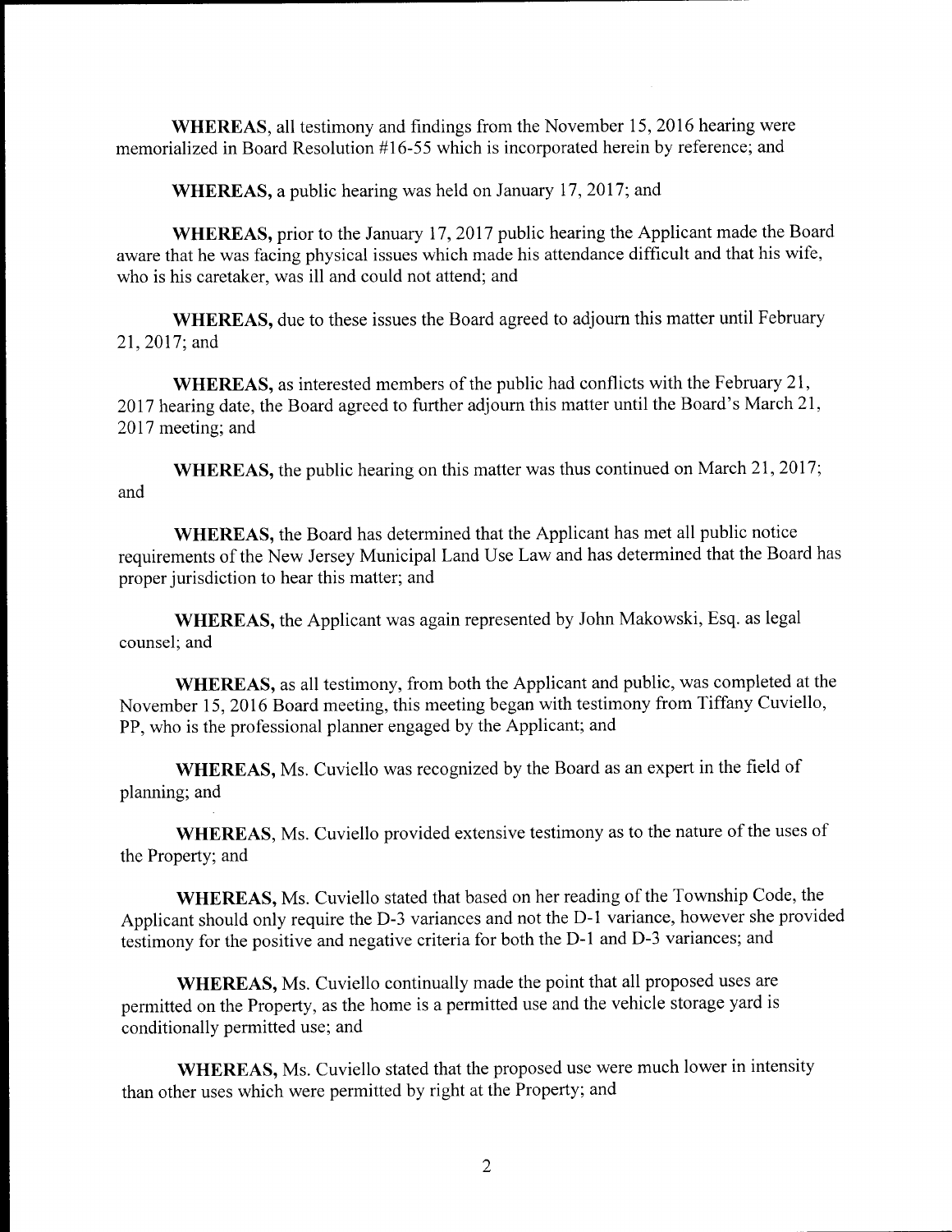**WHEREAS**, all testimony and findings from the November 15, 2016 hearing were memorialized in Board Resolution #16-55 which is incorporated herein by reference; and

**WHEREAS,** a public hearing was held on January 17, 2017; and

**WHEREAS,** prior to the January 17, 2017 public hearing the Applicant made the Board aware that he was facing physical issues which made his attendance difficult and that his wife, who is his caretaker, was ill and could not attend; and

**WHEREAS,** due to these issues the Board agreed to adjourn this matter until February 21, 2017; and

**WHEREAS,** as interested members of the public had conflicts with the February 21, 2017 hearing date, the Board agreed to further adjourn this matter until the Board's March 21, 2017 meeting; and

**WHEREAS,** the public hearing on this matter was thus continued on March 21, 2017; and

**WHEREAS,** the Board has determined that the Applicant has met all public notice requirements of the New Jersey Municipal Land Use Law and has determined that the Board has proper jurisdiction to hear this matter; and

**WHEREAS,** the Applicant was again represented by John Makowski, Esq. as legal counsel; and

**WHEREAS,** as all testimony, from both the Applicant and public, was completed at the November 15, 2016 Board meeting, this meeting began with testimony from Tiffany Cuviello, PP, who is the professional planner engaged by the Applicant; and

**WHEREAS,** Ms. Cuviello was recognized by the Board as an expert in the field of planning; and

**WHEREAS,** Ms. Cuviello provided extensive testimony as to the nature of the uses of the Property; and

**WHEREAS,** Ms. Cuviello stated that based on her reading of the Township Code, the Applicant should only require the D-3 variances and not the D-1 variance, however she provided testimony for the positive and negative criteria for both the D-1 and D-3 variances; and

**WHEREAS,** Ms. Cuviello continually made the point that all proposed uses are permitted on the Property, as the home is a permitted use and the vehicle storage yard is conditionally permitted use; and

**WHEREAS,** Ms. Cuviello stated that the proposed use were much lower in intensity than other uses which were permitted by right at the Property; and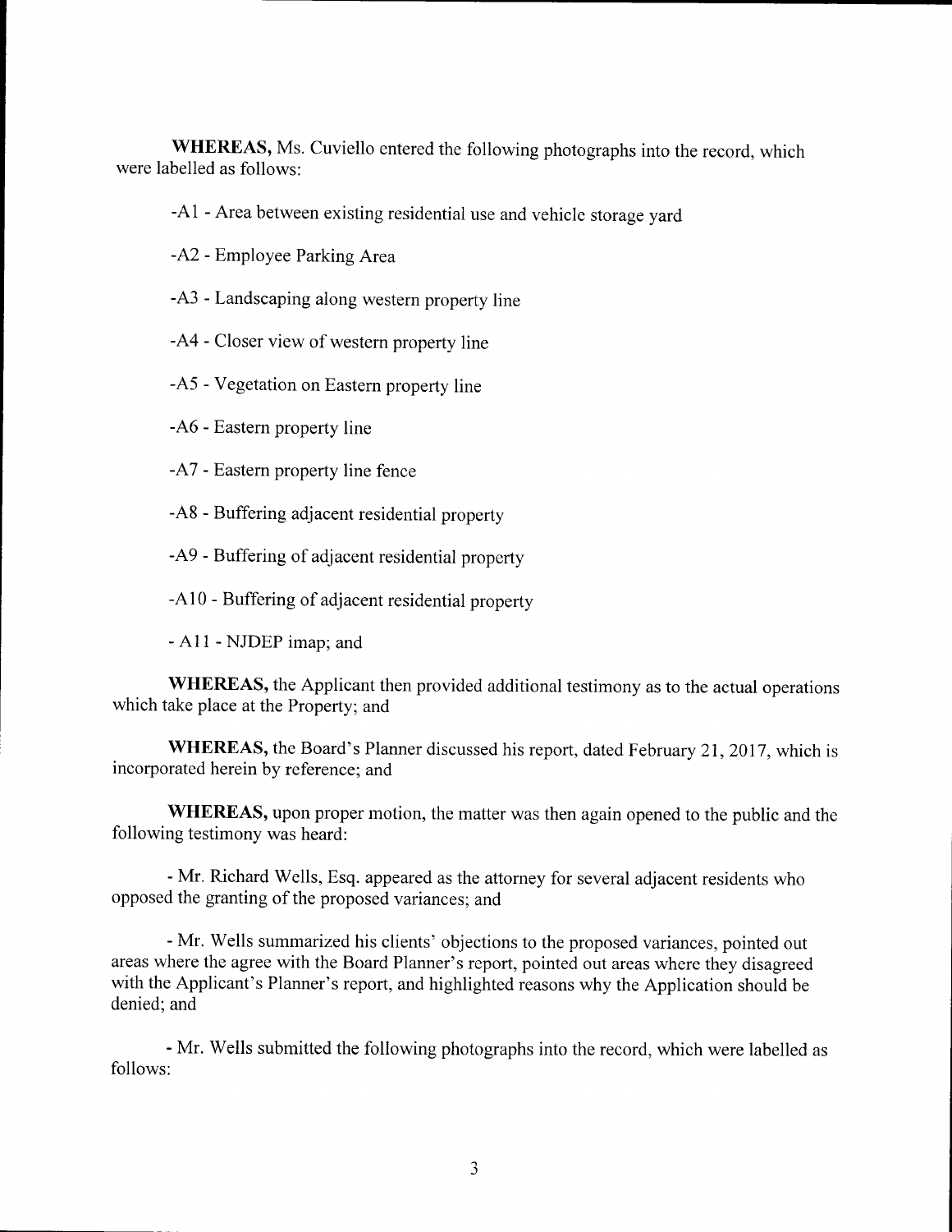**WHEREAS,** Ms. Cuviello entered the following photographs into the record, which were labelled as follows:

-A1 - Area between existing residential use and vehicle storage yard

-A2 - Employee Parking Area

-A3 - Landscaping along western property line

-A4 - Closer view of western property line

-A5 - Vegetation on Eastern property line

-A6 - Eastern property line

-A7 - Eastern property line fence

-A8 - Buffering adjacent residential property

-A9 - Buffering of adjacent residential property

-A10 - Buffering of adjacent residential property

- A11 - NJDEP imap; and

**WHEREAS,** the Applicant then provided additional testimony as to the actual operations which take place at the Property; and

**WHEREAS,** the Board's Planner discussed his report, dated February 21, 2017, which is incorporated herein by reference; and

**WHEREAS,** upon proper motion, the matter was then again opened to the public and the following testimony was heard:

- Mr. Richard Wells, Esq. appeared as the attorney for several adjacent residents who opposed the granting of the proposed variances; and

- Mr. Wells summarized his clients' objections to the proposed variances, pointed out areas where the agree with the Board Planner's report, pointed out areas where they disagreed with the Applicant's Planner's report, and highlighted reasons why the Application should be denied; and

- Mr. Wells submitted the following photographs into the record, which were labelled as follows: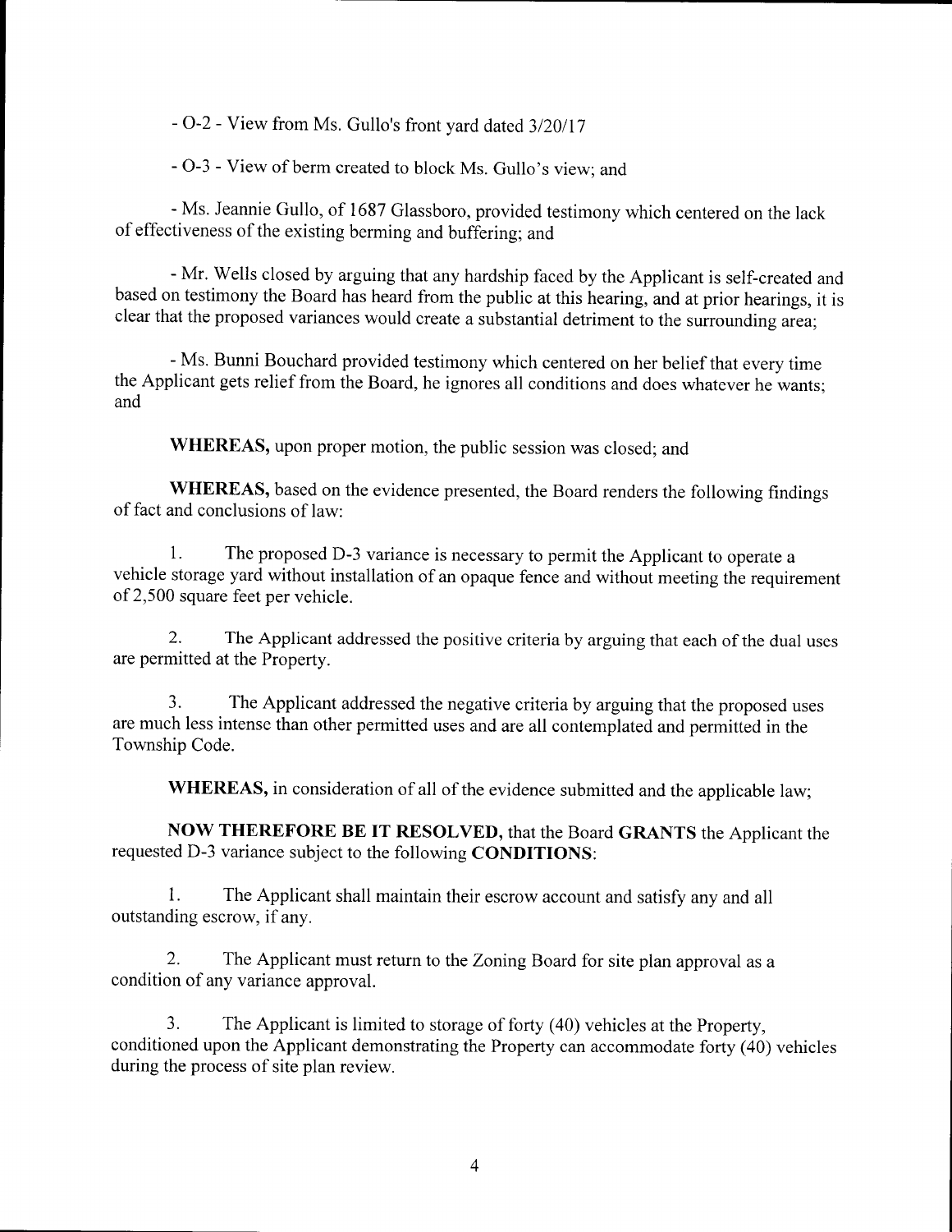- O-2 - View from Ms. Gullo's front yard dated 3/20/17

- O-3 - View of berm created to block Ms. Gullo's view; and

- Ms. Jeannie Gullo, of 1687 Glassboro, provided testimony which centered on the lack of effectiveness of the existing berming and buffering; and

- Mr. Wells closed by arguing that any hardship faced by the Applicant is self-created and based on testimony the Board has heard from the public at this hearing, and at prior hearings, it is clear that the proposed variances would create a substantial detriment to the surrounding area;

- Ms. Bunni Bouchard provided testimony which centered on her belief that every time the Applicant gets relief from the Board, he ignores all conditions and does whatever he wants; and

**WHEREAS,** upon proper motion, the public session was closed; and

**WHEREAS,** based on the evidence presented, the Board renders the following findings of fact and conclusions of law:

1. The proposed D-3 variance is necessary to permit the Applicant to operate a vehicle storage yard without installation of an opaque fence and without meeting the requirement of 2,500 square feet per vehicle.

2. The Applicant addressed the positive criteria by arguing that each of the dual uses are permitted at the Property.

3. The Applicant addressed the negative criteria by arguing that the proposed uses are much less intense than other permitted uses and are all contemplated and permitted in the Township Code.

**WHEREAS,** in consideration of all of the evidence submitted and the applicable law;

**NOW THEREFORE BE IT RESOLVED,** that the Board **GRANTS** the Applicant the requested D-3 variance subject to the following **CONDITIONS**:

1. The Applicant shall maintain their escrow account and satisfy any and all outstanding escrow, if any.

2. The Applicant must return to the Zoning Board for site plan approval as a condition of any variance approval.

3. The Applicant is limited to storage of forty (40) vehicles at the Property, conditioned upon the Applicant demonstrating the Property can accommodate forty (40) vehicles during the process of site plan review.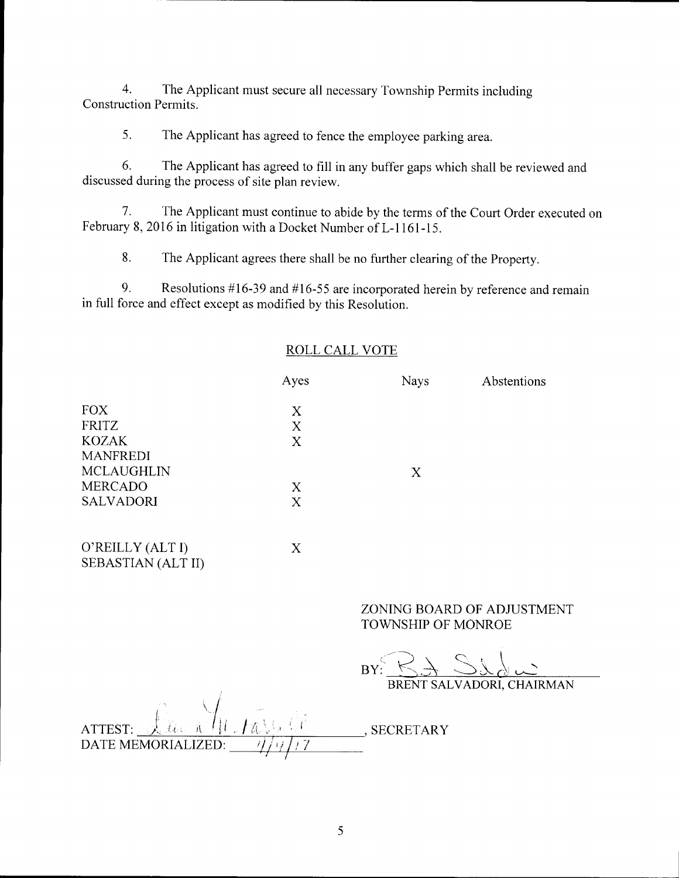4. The Applicant must secure all necessary Township Permits including Construction Permits.

5. The Applicant has agreed to fence the employee parking area.

6. The Applicant has agreed to fill in any buffer gaps which shall be reviewed and discussed during the process of site plan review.

7. The Applicant must continue to abide by the terms of the Court Order executed on February 8, 2016 in litigation with a Docket Number of L-1161-15.

8. The Applicant agrees there shall be no further clearing of the Property.

9. Resolutions #16-39 and #16-55 are incorporated herein by reference and remain in full force and effect except as modified by this Resolution.

ROLL CALL VOTE

| | Ayes | Nays | Abstentions |
|---|---|---|---|
| FOX | X | | |
| FRITZ | X | | |
| KOZAK | X | | |
| MANFREDI | | | |
| MCLAUGHLIN | | X | |
| MERCADO | X | | |
| SALVADORI | X | | |
| O'REILLY (ALT I) | X | | |
| SEBASTIAN (ALT II) | | | |

ZONING BOARD OF ADJUSTMENT
TOWNSHIP OF MONROE

BY: ______________________
BRENT SALVADORI, CHAIRMAN

ATTEST: ______________________, SECRETARY

DATE MEMORIALIZED: 4/4/17